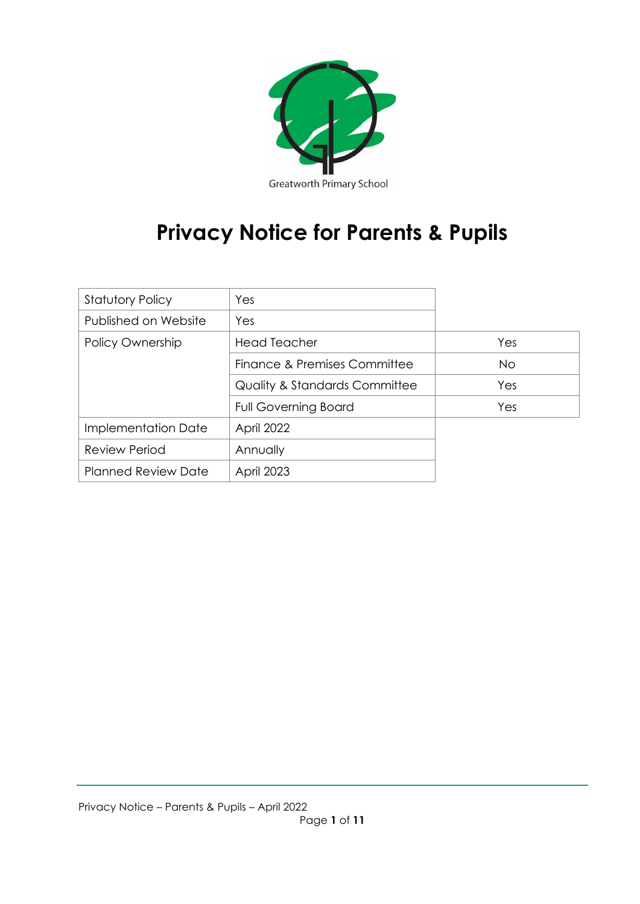Greatworth Primary School

# Privacy Notice for Parents & Pupils

| Statutory Policy | Yes | |
|---|---|---|
| Published on Website | Yes | |
| Policy Ownership | Head Teacher | Yes |
| | Finance & Premises Committee | No |
| | Quality & Standards Committee | Yes |
| | Full Governing Board | Yes |
| Implementation Date | April 2022 | |
| Review Period | Annually | |
| Planned Review Date | April 2023 | |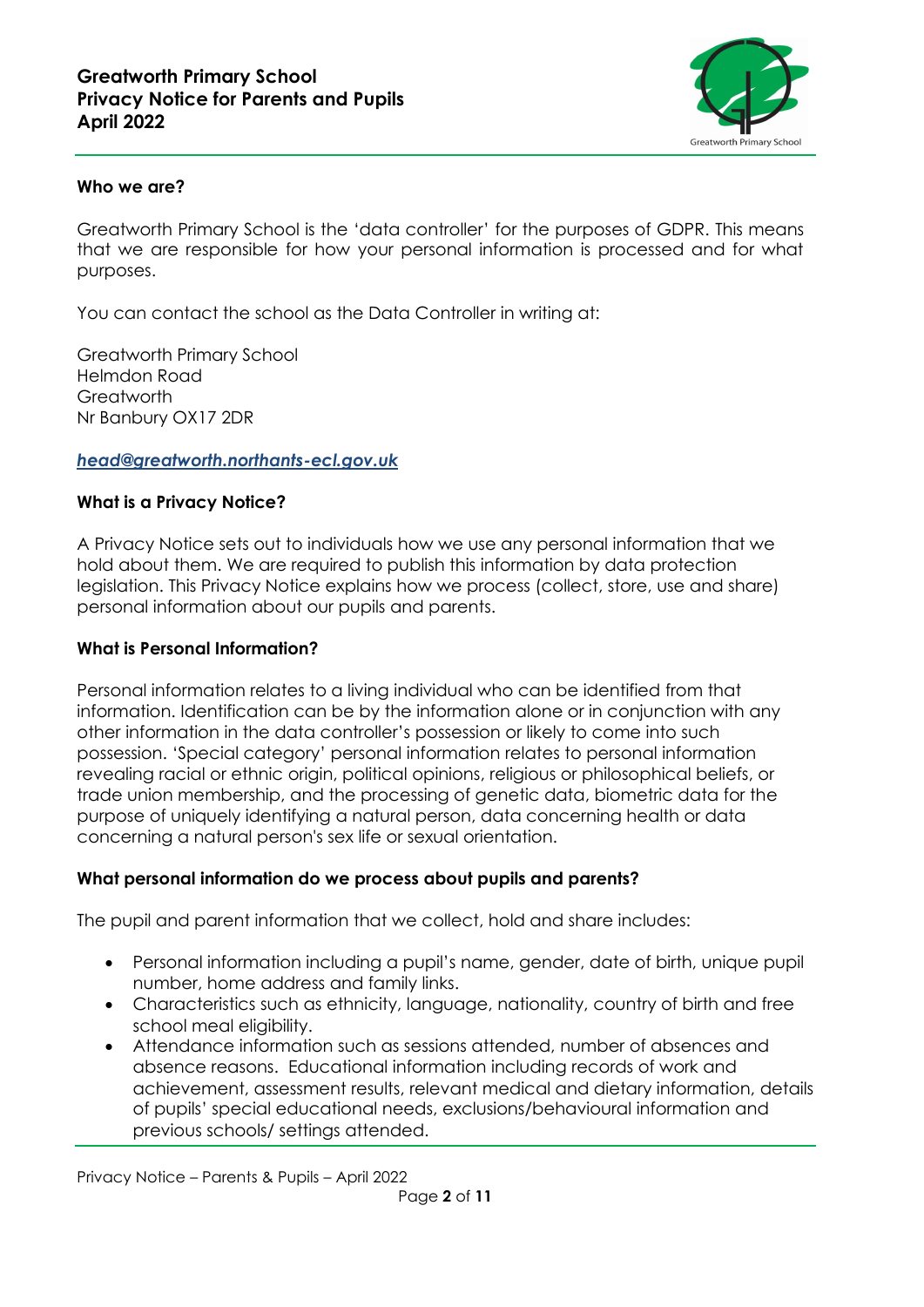**Who we are?**

Greatworth Primary School is the 'data controller' for the purposes of GDPR. This means that we are responsible for how your personal information is processed and for what purposes.

You can contact the school as the Data Controller in writing at:

Greatworth Primary School
Helmdon Road
Greatworth
Nr Banbury OX17 2DR

*head@greatworth.northants-ecl.gov.uk*

**What is a Privacy Notice?**

A Privacy Notice sets out to individuals how we use any personal information that we hold about them. We are required to publish this information by data protection legislation. This Privacy Notice explains how we process (collect, store, use and share) personal information about our pupils and parents.

**What is Personal Information?**

Personal information relates to a living individual who can be identified from that information. Identification can be by the information alone or in conjunction with any other information in the data controller's possession or likely to come into such possession. 'Special category' personal information relates to personal information revealing racial or ethnic origin, political opinions, religious or philosophical beliefs, or trade union membership, and the processing of genetic data, biometric data for the purpose of uniquely identifying a natural person, data concerning health or data concerning a natural person's sex life or sexual orientation.

**What personal information do we process about pupils and parents?**

The pupil and parent information that we collect, hold and share includes:

- Personal information including a pupil's name, gender, date of birth, unique pupil number, home address and family links.
- Characteristics such as ethnicity, language, nationality, country of birth and free school meal eligibility.
- Attendance information such as sessions attended, number of absences and absence reasons. Educational information including records of work and achievement, assessment results, relevant medical and dietary information, details of pupils' special educational needs, exclusions/behavioural information and previous schools/ settings attended.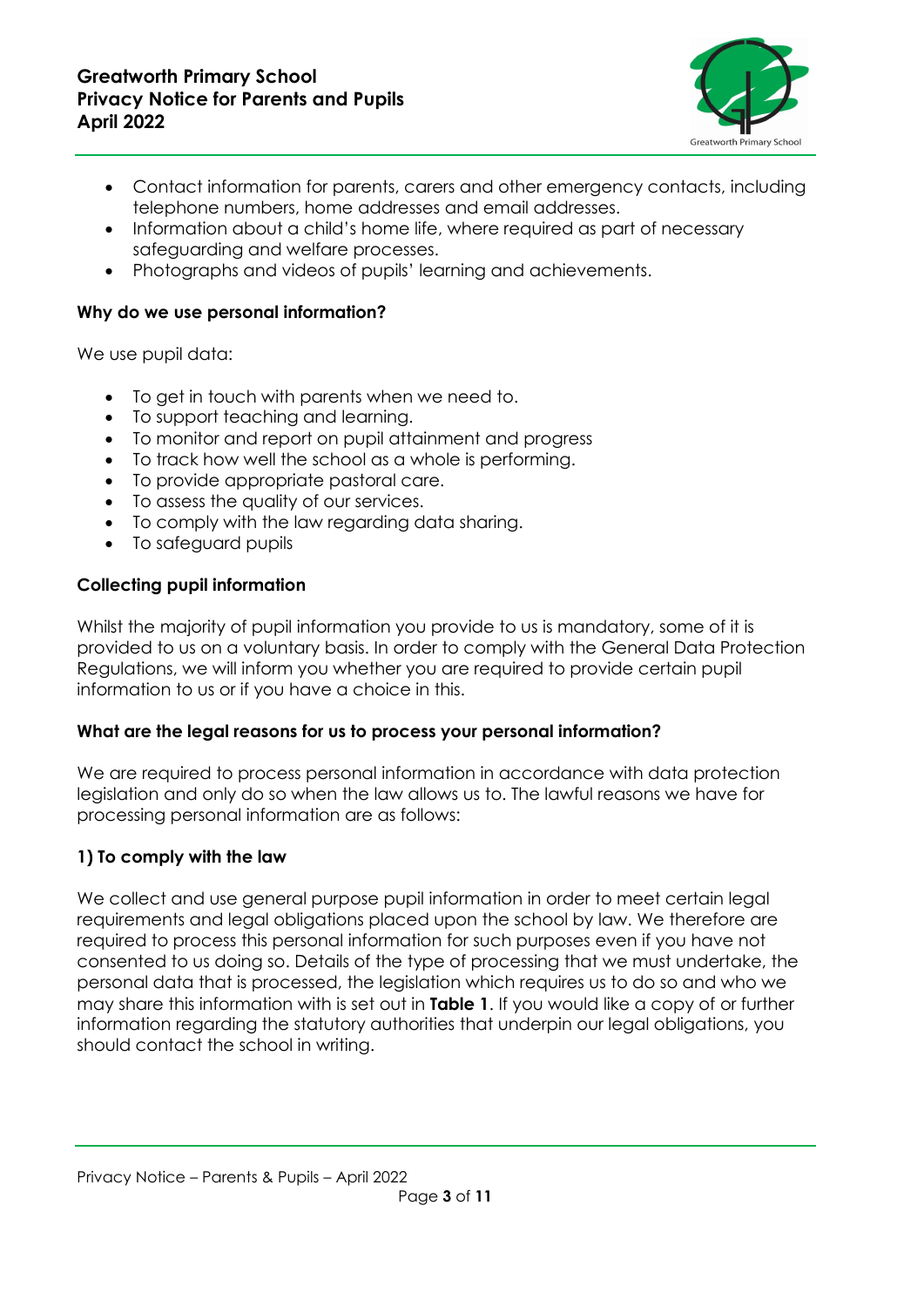- Contact information for parents, carers and other emergency contacts, including telephone numbers, home addresses and email addresses.
- Information about a child's home life, where required as part of necessary safeguarding and welfare processes.
- Photographs and videos of pupils' learning and achievements.

### Why do we use personal information?

We use pupil data:

- To get in touch with parents when we need to.
- To support teaching and learning.
- To monitor and report on pupil attainment and progress
- To track how well the school as a whole is performing.
- To provide appropriate pastoral care.
- To assess the quality of our services.
- To comply with the law regarding data sharing.
- To safeguard pupils

### Collecting pupil information

Whilst the majority of pupil information you provide to us is mandatory, some of it is provided to us on a voluntary basis. In order to comply with the General Data Protection Regulations, we will inform you whether you are required to provide certain pupil information to us or if you have a choice in this.

### What are the legal reasons for us to process your personal information?

We are required to process personal information in accordance with data protection legislation and only do so when the law allows us to. The lawful reasons we have for processing personal information are as follows:

### 1) To comply with the law

We collect and use general purpose pupil information in order to meet certain legal requirements and legal obligations placed upon the school by law. We therefore are required to process this personal information for such purposes even if you have not consented to us doing so. Details of the type of processing that we must undertake, the personal data that is processed, the legislation which requires us to do so and who we may share this information with is set out in **Table 1**. If you would like a copy of or further information regarding the statutory authorities that underpin our legal obligations, you should contact the school in writing.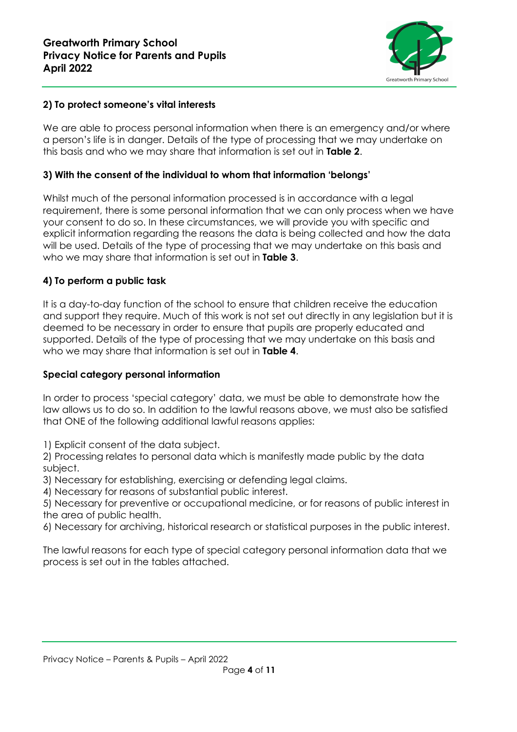### 2) To protect someone's vital interests

We are able to process personal information when there is an emergency and/or where a person's life is in danger. Details of the type of processing that we may undertake on this basis and who we may share that information is set out in **Table 2**.

### 3) With the consent of the individual to whom that information 'belongs'

Whilst much of the personal information processed is in accordance with a legal requirement, there is some personal information that we can only process when we have your consent to do so. In these circumstances, we will provide you with specific and explicit information regarding the reasons the data is being collected and how the data will be used. Details of the type of processing that we may undertake on this basis and who we may share that information is set out in **Table 3**.

### 4) To perform a public task

It is a day-to-day function of the school to ensure that children receive the education and support they require. Much of this work is not set out directly in any legislation but it is deemed to be necessary in order to ensure that pupils are properly educated and supported. Details of the type of processing that we may undertake on this basis and who we may share that information is set out in **Table 4**.

### Special category personal information

In order to process 'special category' data, we must be able to demonstrate how the law allows us to do so. In addition to the lawful reasons above, we must also be satisfied that ONE of the following additional lawful reasons applies:

1) Explicit consent of the data subject.
2) Processing relates to personal data which is manifestly made public by the data subject.
3) Necessary for establishing, exercising or defending legal claims.
4) Necessary for reasons of substantial public interest.
5) Necessary for preventive or occupational medicine, or for reasons of public interest in the area of public health.
6) Necessary for archiving, historical research or statistical purposes in the public interest.

The lawful reasons for each type of special category personal information data that we process is set out in the tables attached.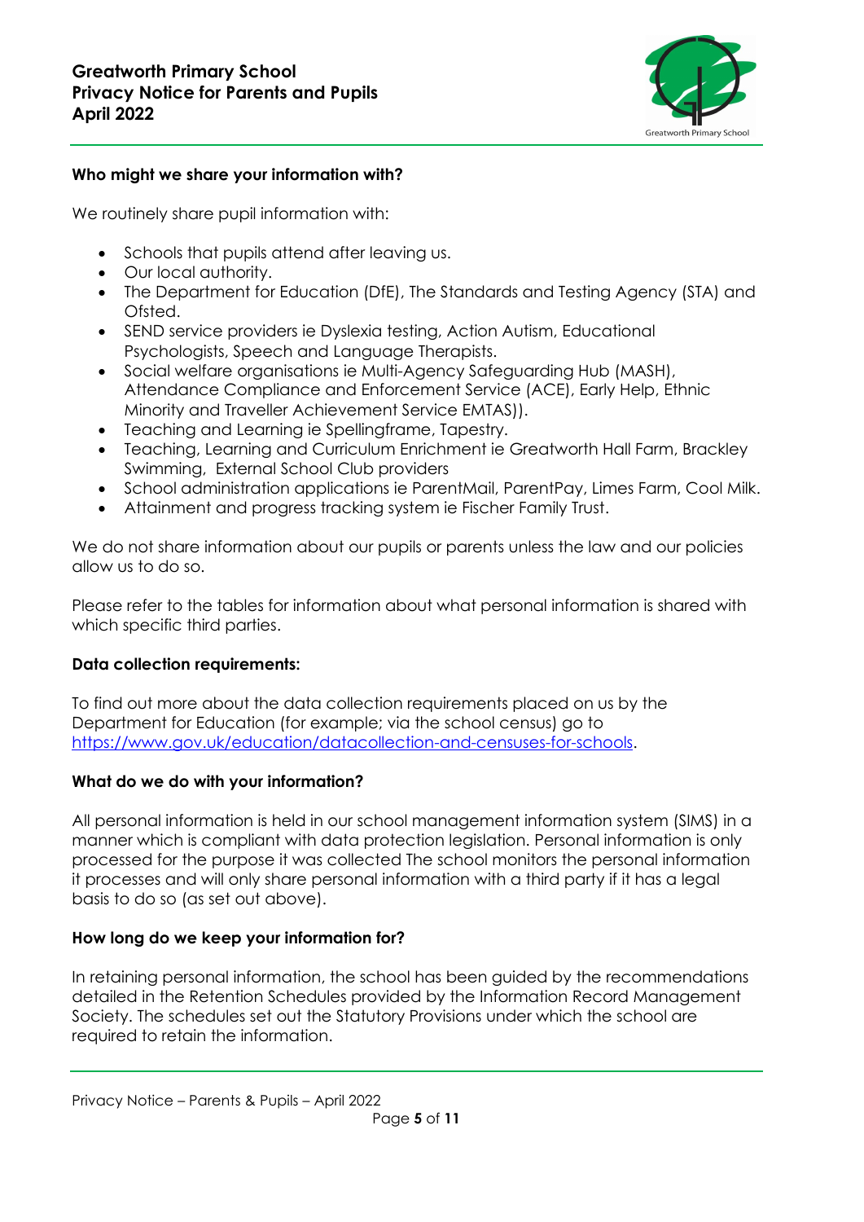**Who might we share your information with?**

We routinely share pupil information with:

- Schools that pupils attend after leaving us.
- Our local authority.
- The Department for Education (DfE), The Standards and Testing Agency (STA) and Ofsted.
- SEND service providers ie Dyslexia testing, Action Autism, Educational Psychologists, Speech and Language Therapists.
- Social welfare organisations ie Multi-Agency Safeguarding Hub (MASH), Attendance Compliance and Enforcement Service (ACE), Early Help, Ethnic Minority and Traveller Achievement Service EMTAS)).
- Teaching and Learning ie Spellingframe, Tapestry.
- Teaching, Learning and Curriculum Enrichment ie Greatworth Hall Farm, Brackley Swimming, External School Club providers
- School administration applications ie ParentMail, ParentPay, Limes Farm, Cool Milk.
- Attainment and progress tracking system ie Fischer Family Trust.

We do not share information about our pupils or parents unless the law and our policies allow us to do so.

Please refer to the tables for information about what personal information is shared with which specific third parties.

**Data collection requirements:**

To find out more about the data collection requirements placed on us by the Department for Education (for example; via the school census) go to https://www.gov.uk/education/datacollection-and-censuses-for-schools.

**What do we do with your information?**

All personal information is held in our school management information system (SIMS) in a manner which is compliant with data protection legislation. Personal information is only processed for the purpose it was collected The school monitors the personal information it processes and will only share personal information with a third party if it has a legal basis to do so (as set out above).

**How long do we keep your information for?**

In retaining personal information, the school has been guided by the recommendations detailed in the Retention Schedules provided by the Information Record Management Society. The schedules set out the Statutory Provisions under which the school are required to retain the information.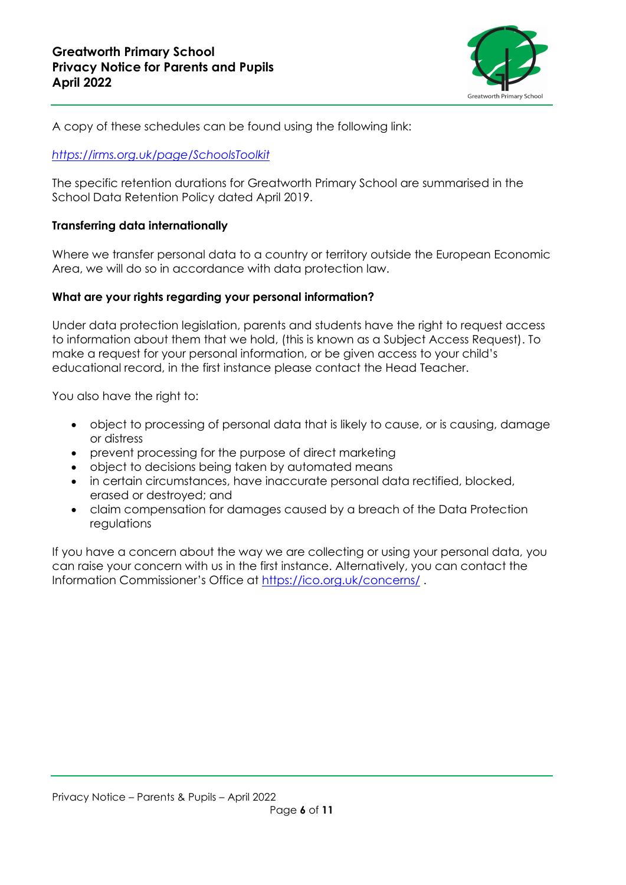A copy of these schedules can be found using the following link:

*https://irms.org.uk/page/SchoolsToolkit*

The specific retention durations for Greatworth Primary School are summarised in the School Data Retention Policy dated April 2019.

**Transferring data internationally**

Where we transfer personal data to a country or territory outside the European Economic Area, we will do so in accordance with data protection law.

**What are your rights regarding your personal information?**

Under data protection legislation, parents and students have the right to request access to information about them that we hold, (this is known as a Subject Access Request). To make a request for your personal information, or be given access to your child's educational record, in the first instance please contact the Head Teacher.

You also have the right to:

- object to processing of personal data that is likely to cause, or is causing, damage or distress
- prevent processing for the purpose of direct marketing
- object to decisions being taken by automated means
- in certain circumstances, have inaccurate personal data rectified, blocked, erased or destroyed; and
- claim compensation for damages caused by a breach of the Data Protection regulations

If you have a concern about the way we are collecting or using your personal data, you can raise your concern with us in the first instance. Alternatively, you can contact the Information Commissioner's Office at https://ico.org.uk/concerns/ .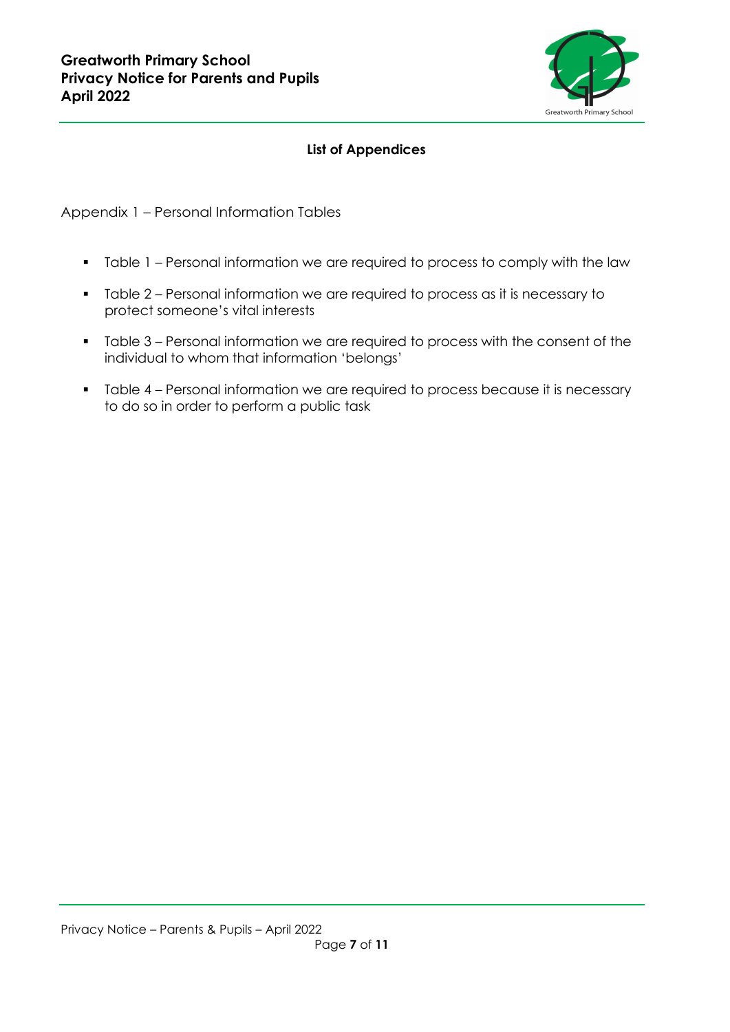## List of Appendices

Appendix 1 – Personal Information Tables

- Table 1 – Personal information we are required to process to comply with the law
- Table 2 – Personal information we are required to process as it is necessary to protect someone's vital interests
- Table 3 – Personal information we are required to process with the consent of the individual to whom that information 'belongs'
- Table 4 – Personal information we are required to process because it is necessary to do so in order to perform a public task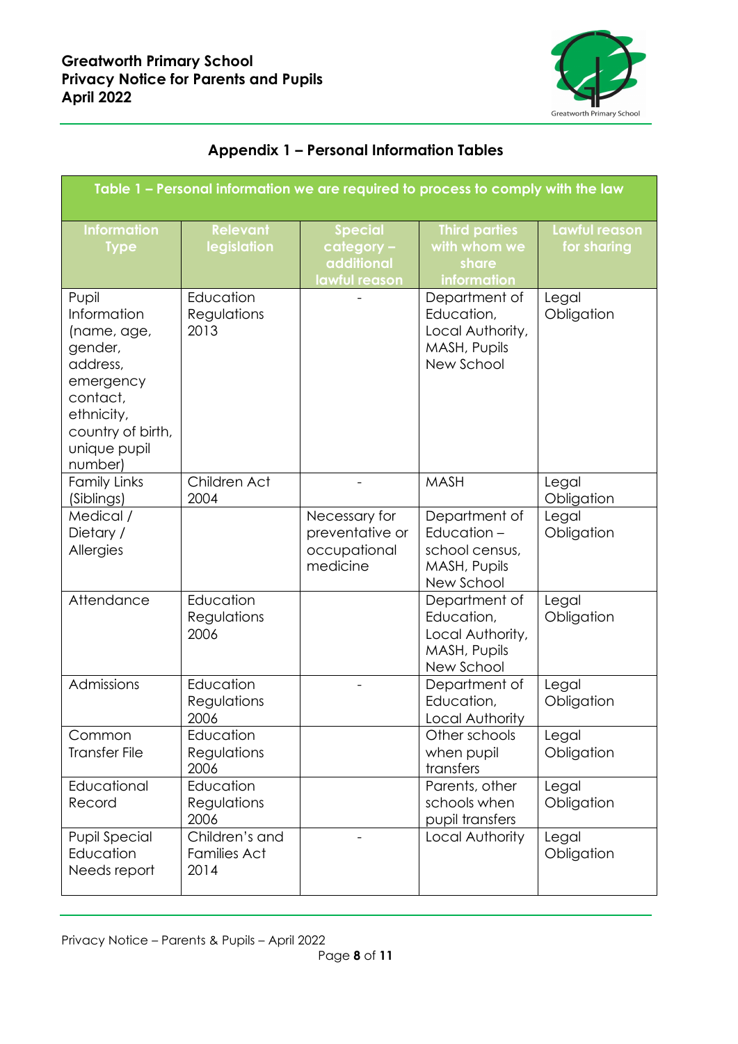## Appendix 1 – Personal Information Tables

| Table 1 – Personal information we are required to process to comply with the law | | | | |
|---|---|---|---|---|
| **Information Type** | **Relevant legislation** | **Special category – additional lawful reason** | **Third parties with whom we share information** | **Lawful reason for sharing** |
| Pupil Information (name, age, gender, address, emergency contact, ethnicity, country of birth, unique pupil number) | Education Regulations 2013 | - | Department of Education, Local Authority, MASH, Pupils New School | Legal Obligation |
| Family Links (Siblings) | Children Act 2004 | - | MASH | Legal Obligation |
| Medical / Dietary / Allergies | | Necessary for preventative or occupational medicine | Department of Education – school census, MASH, Pupils New School | Legal Obligation |
| Attendance | Education Regulations 2006 | | Department of Education, Local Authority, MASH, Pupils New School | Legal Obligation |
| Admissions | Education Regulations 2006 | - | Department of Education, Local Authority | Legal Obligation |
| Common Transfer File | Education Regulations 2006 | | Other schools when pupil transfers | Legal Obligation |
| Educational Record | Education Regulations 2006 | | Parents, other schools when pupil transfers | Legal Obligation |
| Pupil Special Education Needs report | Children's and Families Act 2014 | - | Local Authority | Legal Obligation |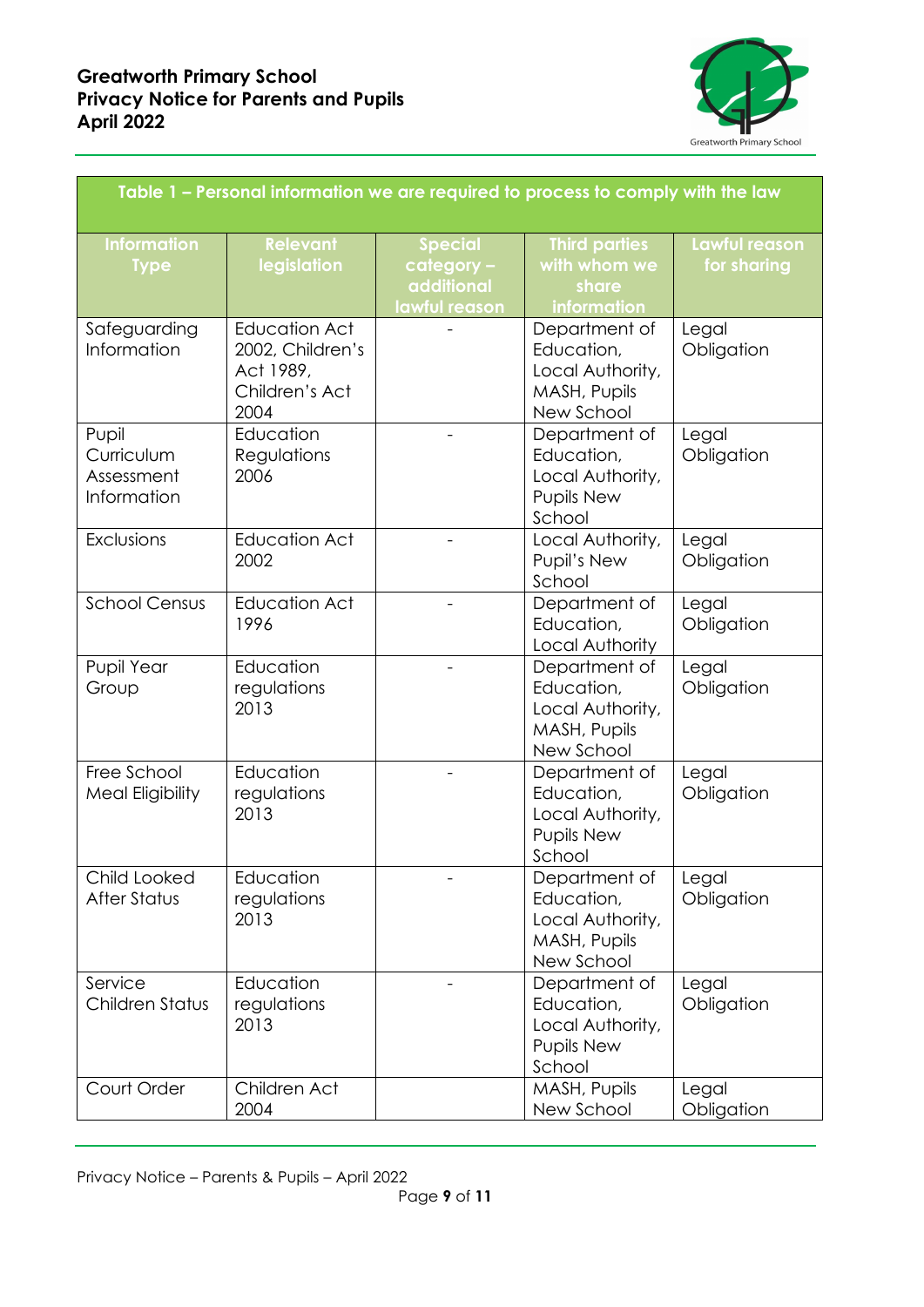| Table 1 – Personal information we are required to process to comply with the law | | | | |
|---|---|---|---|---|
| **Information Type** | **Relevant legislation** | **Special category – additional lawful reason** | **Third parties with whom we share information** | **Lawful reason for sharing** |
| Safeguarding Information | Education Act 2002, Children's Act 1989, Children's Act 2004 | - | Department of Education, Local Authority, MASH, Pupils New School | Legal Obligation |
| Pupil Curriculum Assessment Information | Education Regulations 2006 | - | Department of Education, Local Authority, Pupils New School | Legal Obligation |
| Exclusions | Education Act 2002 | - | Local Authority, Pupil's New School | Legal Obligation |
| School Census | Education Act 1996 | - | Department of Education, Local Authority | Legal Obligation |
| Pupil Year Group | Education regulations 2013 | - | Department of Education, Local Authority, MASH, Pupils New School | Legal Obligation |
| Free School Meal Eligibility | Education regulations 2013 | - | Department of Education, Local Authority, Pupils New School | Legal Obligation |
| Child Looked After Status | Education regulations 2013 | - | Department of Education, Local Authority, MASH, Pupils New School | Legal Obligation |
| Service Children Status | Education regulations 2013 | - | Department of Education, Local Authority, Pupils New School | Legal Obligation |
| Court Order | Children Act 2004 | | MASH, Pupils New School | Legal Obligation |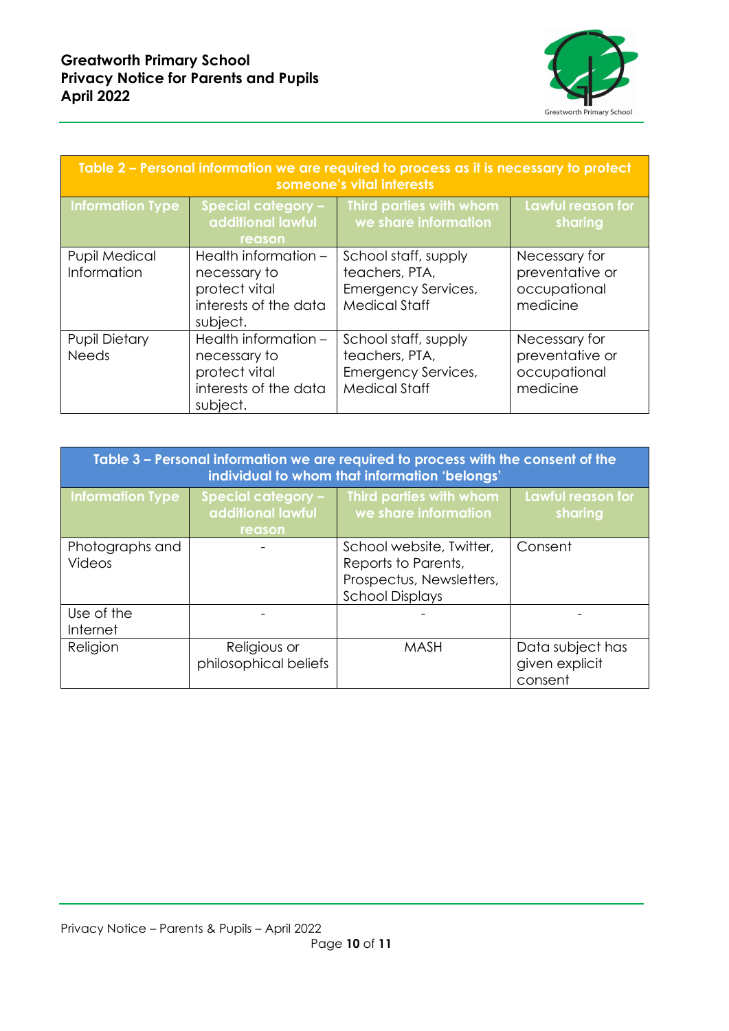| Table 2 – Personal information we are required to process as it is necessary to protect someone's vital interests | | | |
|---|---|---|---|
| **Information Type** | **Special category – additional lawful reason** | **Third parties with whom we share information** | **Lawful reason for sharing** |
| Pupil Medical Information | Health information – necessary to protect vital interests of the data subject. | School staff, supply teachers, PTA, Emergency Services, Medical Staff | Necessary for preventative or occupational medicine |
| Pupil Dietary Needs | Health information – necessary to protect vital interests of the data subject. | School staff, supply teachers, PTA, Emergency Services, Medical Staff | Necessary for preventative or occupational medicine |

| Table 3 – Personal information we are required to process with the consent of the individual to whom that information 'belongs' | | | |
|---|---|---|---|
| **Information Type** | **Special category – additional lawful reason** | **Third parties with whom we share information** | **Lawful reason for sharing** |
| Photographs and Videos | - | School website, Twitter, Reports to Parents, Prospectus, Newsletters, School Displays | Consent |
| Use of the Internet | - | - | - |
| Religion | Religious or philosophical beliefs | MASH | Data subject has given explicit consent |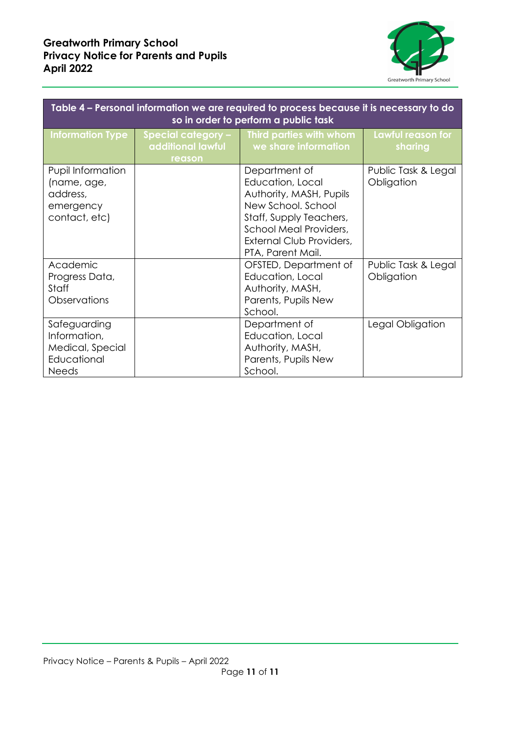| Table 4 – Personal information we are required to process because it is necessary to do so in order to perform a public task | | | |
|---|---|---|---|
| **Information Type** | **Special category – additional lawful reason** | **Third parties with whom we share information** | **Lawful reason for sharing** |
| Pupil Information (name, age, address, emergency contact, etc) | | Department of Education, Local Authority, MASH, Pupils New School. School Staff, Supply Teachers, School Meal Providers, External Club Providers, PTA, Parent Mail. | Public Task & Legal Obligation |
| Academic Progress Data, Staff Observations | | OFSTED, Department of Education, Local Authority, MASH, Parents, Pupils New School. | Public Task & Legal Obligation |
| Safeguarding Information, Medical, Special Educational Needs | | Department of Education, Local Authority, MASH, Parents, Pupils New School. | Legal Obligation |